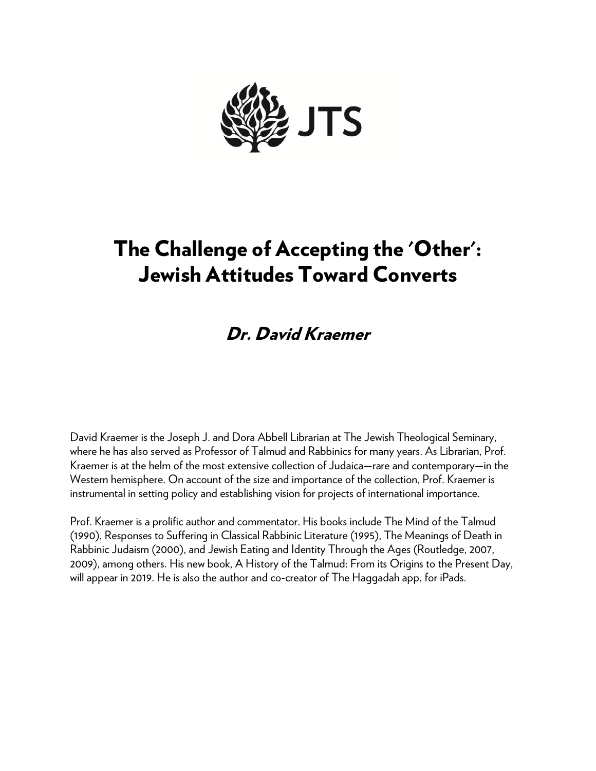JTS

# The Challenge of Accepting the 'Other': Jewish Attitudes Toward Converts

## *Dr. David Kraemer*

David Kraemer is the Joseph J. and Dora Abbell Librarian at The Jewish Theological Seminary, where he has also served as Professor of Talmud and Rabbinics for many years. As Librarian, Prof. Kraemer is at the helm of the most extensive collection of Judaica—rare and contemporary—in the Western hemisphere. On account of the size and importance of the collection, Prof. Kraemer is instrumental in setting policy and establishing vision for projects of international importance.

Prof. Kraemer is a prolific author and commentator. His books include The Mind of the Talmud (1990), Responses to Suffering in Classical Rabbinic Literature (1995), The Meanings of Death in Rabbinic Judaism (2000), and Jewish Eating and Identity Through the Ages (Routledge, 2007, 2009), among others. His new book, A History of the Talmud: From its Origins to the Present Day, will appear in 2019. He is also the author and co-creator of The Haggadah app, for iPads.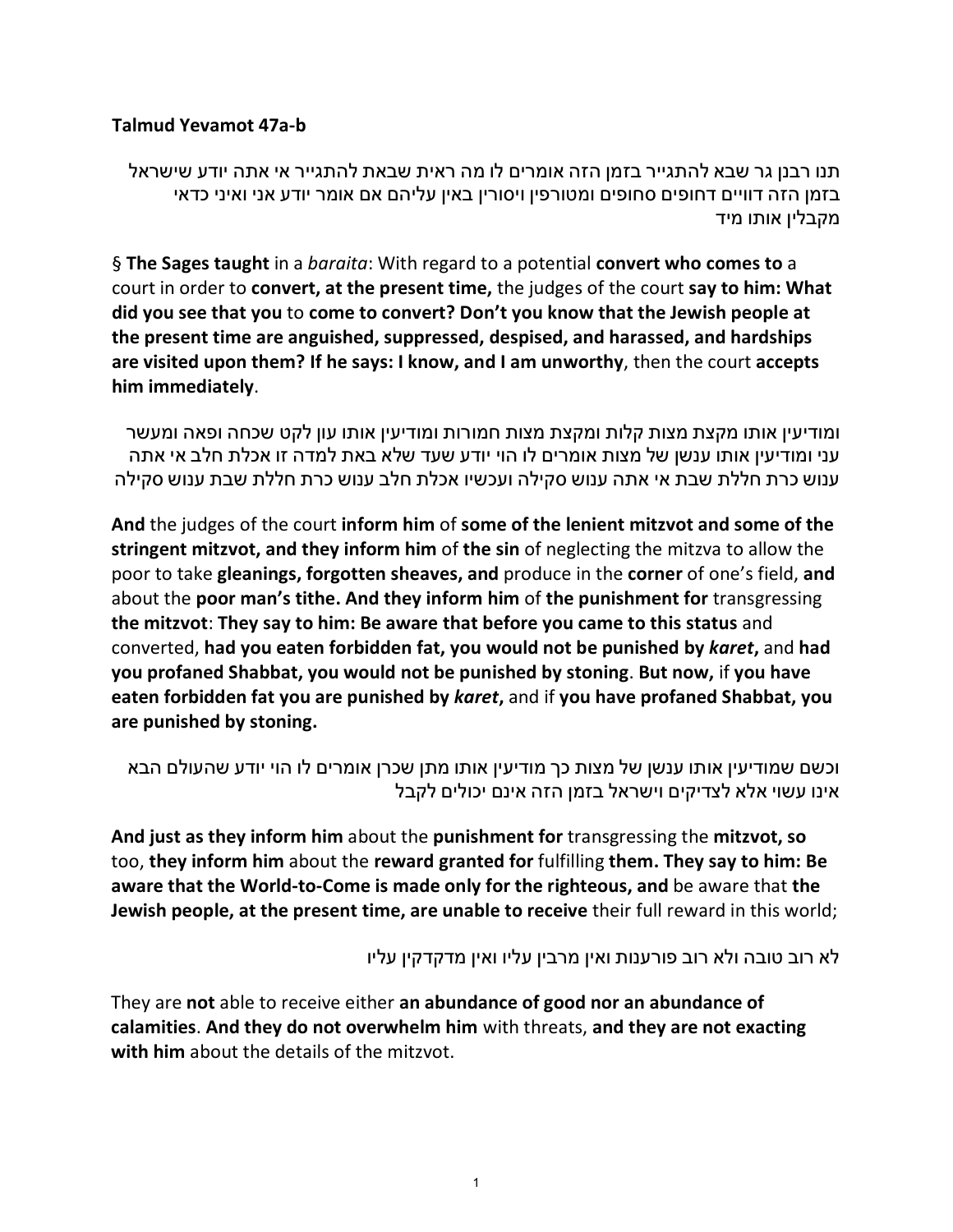**Talmud Yevamot 47a-b**

תנו רבנן גר שבא להתגייר בזמן הזה אומרים לו מה ראית שבאת להתגייר אי אתה יודע שישראל בזמן הזה דוויים דחופים סחופים ומטורפין ויסורין באין עליהם אם אומר יודע אני ואיני כדאי מקבלין אותו מיד

§ **The Sages taught** in a *baraita*: With regard to a potential **convert who comes to** a court in order to **convert, at the present time,** the judges of the court **say to him: What did you see that you** to **come to convert? Don't you know that the Jewish people at the present time are anguished, suppressed, despised, and harassed, and hardships are visited upon them? If he says: I know, and I am unworthy**, then the court **accepts him immediately**.

ומודיעין אותו מקצת מצות קלות ומקצת מצות חמורות ומודיעין אותו עון לקט שכחה ופאה ומעשר עני ומודיעין אותו ענשן של מצות אומרים לו הוי יודע שעד שלא באת למדה זו אכלת חלב אי אתה ענוש כרת חללת שבת אי אתה ענוש סקילה ועכשיו אכלת חלב ענוש כרת חללת שבת ענוש סקילה

**And** the judges of the court **inform him** of **some of the lenient mitzvot and some of the stringent mitzvot, and they inform him** of **the sin** of neglecting the mitzva to allow the poor to take **gleanings, forgotten sheaves, and** produce in the **corner** of one's field, **and** about the **poor man's tithe. And they inform him** of **the punishment for** transgressing **the mitzvot**: **They say to him: Be aware that before you came to this status** and converted, **had you eaten forbidden fat, you would not be punished by *karet*,** and **had you profaned Shabbat, you would not be punished by stoning**. **But now,** if **you have eaten forbidden fat you are punished by *karet*,** and if **you have profaned Shabbat, you are punished by stoning.**

וכשם שמודיעין אותו ענשן של מצות כך מודיעין אותו מתן שכרן אומרים לו הוי יודע שהעולם הבא אינו עשוי אלא לצדיקים וישראל בזמן הזה אינם יכולים לקבל

**And just as they inform him** about the **punishment for** transgressing the **mitzvot, so** too, **they inform him** about the **reward granted for** fulfilling **them. They say to him: Be aware that the World-to-Come is made only for the righteous, and** be aware that **the Jewish people, at the present time, are unable to receive** their full reward in this world;

לא רוב טובה ולא רוב פורענות ואין מרבין עליו ואין מדקדקין עליו

They are **not** able to receive either **an abundance of good nor an abundance of calamities**. **And they do not overwhelm him** with threats, **and they are not exacting with him** about the details of the mitzvot.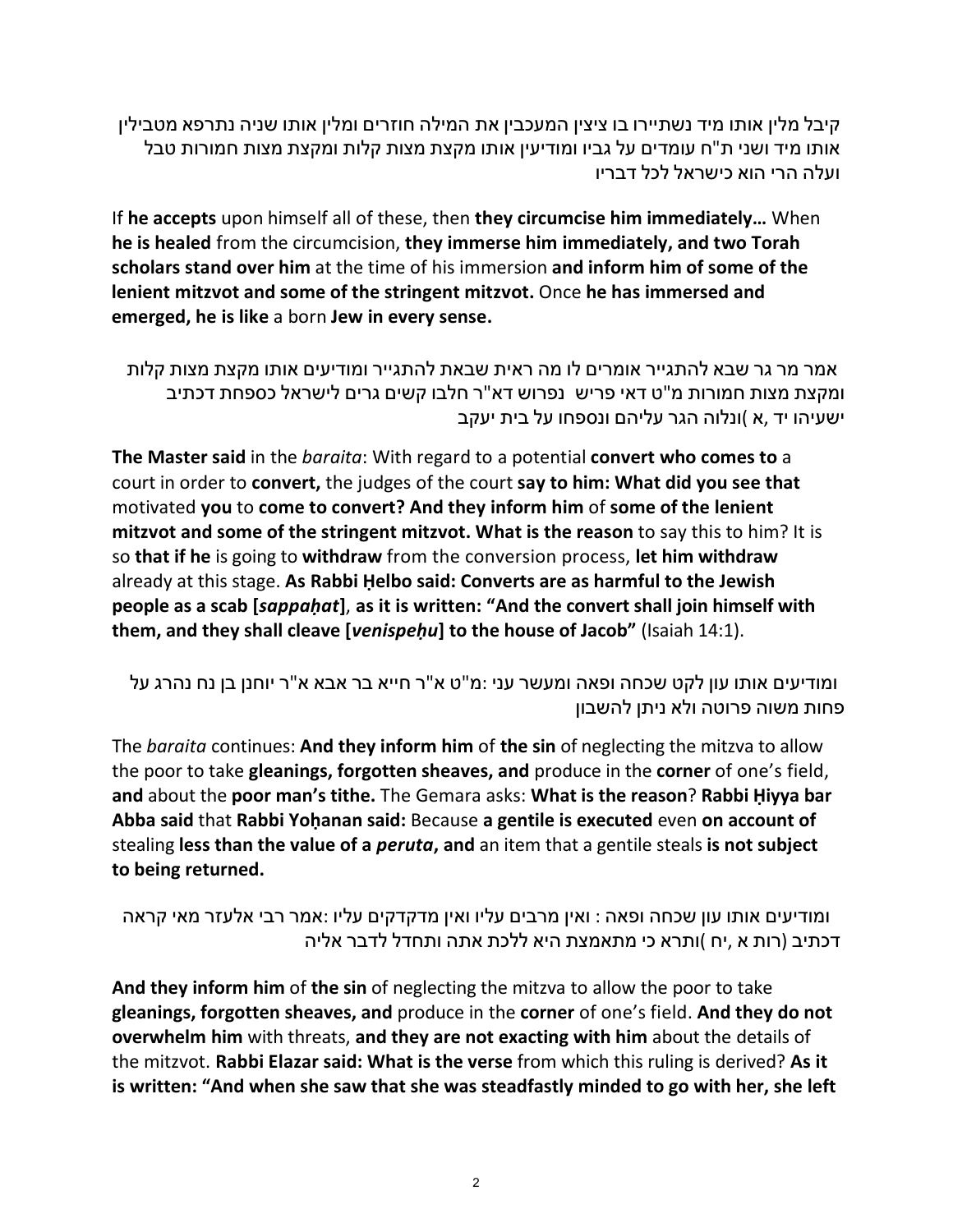קיבל מלין אותו מיד נשתיירו בו ציצין המעכבין את המילה חוזרים ומלין אותו שניה נתרפא מטבילין אותו מיד ושני ת"ח עומדים על גביו ומודיעין אותו מקצת מצות קלות ומקצת מצות חמורות טבל ועלה הרי הוא כישראל לכל דבריו

If **he accepts** upon himself all of these, then **they circumcise him immediately…** When **he is healed** from the circumcision, **they immerse him immediately, and two Torah scholars stand over him** at the time of his immersion **and inform him of some of the lenient mitzvot and some of the stringent mitzvot.** Once **he has immersed and emerged, he is like** a born **Jew in every sense.**

אמר מר גר שבא להתגייר אומרים לו מה ראית שבאת להתגייר ומודיעים אותו מקצת מצות קלות ומקצת מצות חמורות מ"ט דאי פריש נפרוש דא"ר חלבו קשים גרים לישראל כספחת דכתיב ישעיהו יד ,א )ונלוה הגר עליהם ונספחו על בית יעקב

**The Master said** in the *baraita*: With regard to a potential **convert who comes to** a court in order to **convert,** the judges of the court **say to him: What did you see that** motivated **you** to **come to convert? And they inform him** of **some of the lenient mitzvot and some of the stringent mitzvot. What is the reason** to say this to him? It is so **that if he** is going to **withdraw** from the conversion process, **let him withdraw** already at this stage. **As Rabbi Ḥelbo said: Converts are as harmful to the Jewish people as a scab [*sappaḥat*]**, **as it is written: "And the convert shall join himself with them, and they shall cleave [*venispeḥu*] to the house of Jacob"** (Isaiah 14:1).

ומודיעים אותו עון לקט שכחה ופאה ומעשר עני :מ"ט א"ר חייא בר אבא א"ר יוחנן בן נח נהרג על פחות משוה פרוטה ולא ניתן להשבון

The *baraita* continues: **And they inform him** of **the sin** of neglecting the mitzva to allow the poor to take **gleanings, forgotten sheaves, and** produce in the **corner** of one's field, **and** about the **poor man's tithe.** The Gemara asks: **What is the reason**? **Rabbi Ḥiyya bar Abba said** that **Rabbi Yoḥanan said:** Because **a gentile is executed** even **on account of** stealing **less than the value of a *peruta*, and** an item that a gentile steals **is not subject to being returned.**

ומודיעים אותו עון שכחה ופאה : ואין מרבים עליו ואין מדקדקים עליו :אמר רבי אלעזר מאי קראה דכתיב (רות א ,יח )ותרא כי מתאמצת היא ללכת אתה ותחדל לדבר אליה

**And they inform him** of **the sin** of neglecting the mitzva to allow the poor to take **gleanings, forgotten sheaves, and** produce in the **corner** of one's field. **And they do not overwhelm him** with threats, **and they are not exacting with him** about the details of the mitzvot. **Rabbi Elazar said: What is the verse** from which this ruling is derived? **As it is written: "And when she saw that she was steadfastly minded to go with her, she left**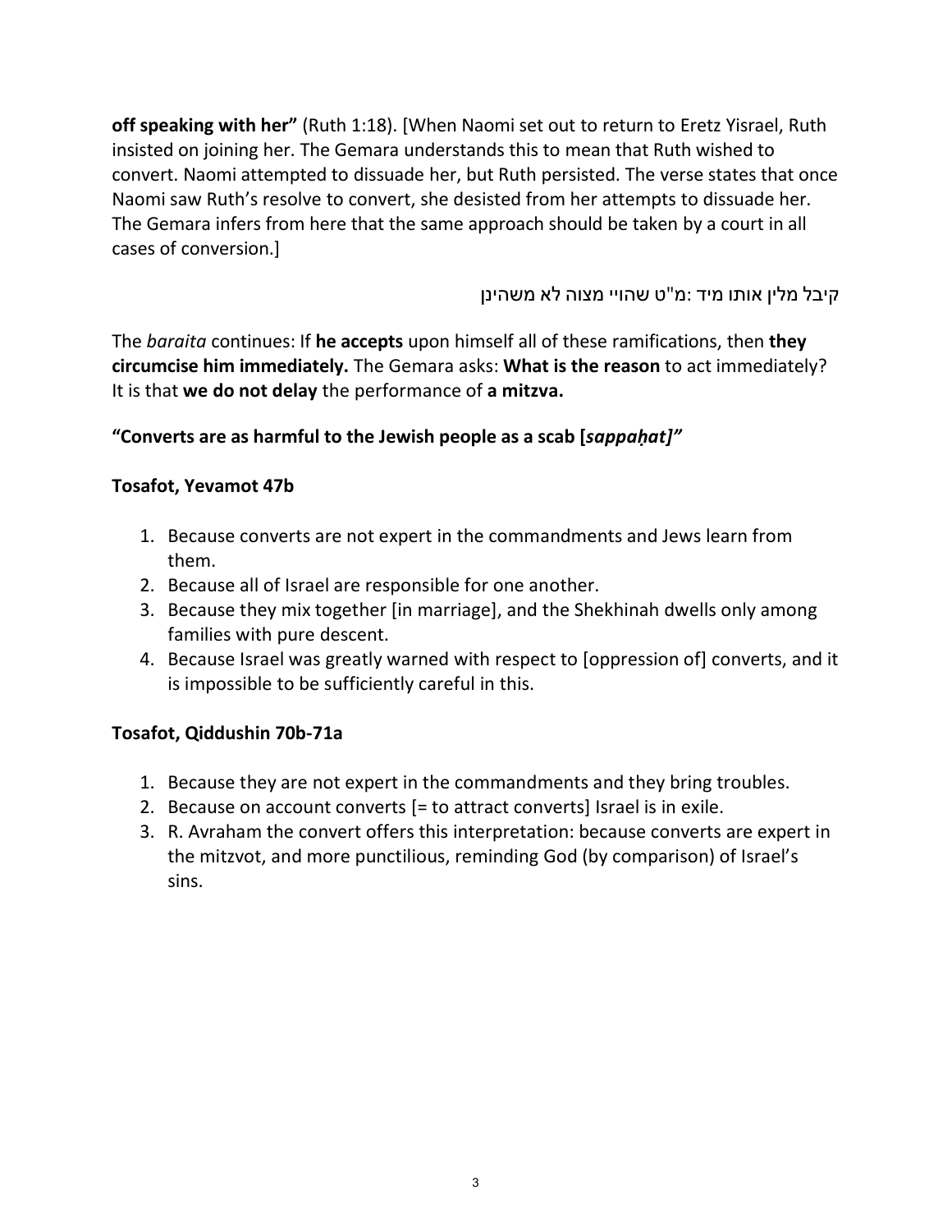**off speaking with her"** (Ruth 1:18). [When Naomi set out to return to Eretz Yisrael, Ruth insisted on joining her. The Gemara understands this to mean that Ruth wished to convert. Naomi attempted to dissuade her, but Ruth persisted. The verse states that once Naomi saw Ruth's resolve to convert, she desisted from her attempts to dissuade her. The Gemara infers from here that the same approach should be taken by a court in all cases of conversion.]

קיבל מלין אותו מיד :מ"ט שהויי מצוה לא משהינן

The *baraita* continues: If **he accepts** upon himself all of these ramifications, then **they circumcise him immediately.** The Gemara asks: **What is the reason** to act immediately? It is that **we do not delay** the performance of **a mitzva.**

**"Converts are as harmful to the Jewish people as a scab [*sappaḥat]"***

**Tosafot, Yevamot 47b**

1. Because converts are not expert in the commandments and Jews learn from them.
2. Because all of Israel are responsible for one another.
3. Because they mix together [in marriage], and the Shekhinah dwells only among families with pure descent.
4. Because Israel was greatly warned with respect to [oppression of] converts, and it is impossible to be sufficiently careful in this.

**Tosafot, Qiddushin 70b-71a**

1. Because they are not expert in the commandments and they bring troubles.
2. Because on account converts [= to attract converts] Israel is in exile.
3. R. Avraham the convert offers this interpretation: because converts are expert in the mitzvot, and more punctilious, reminding God (by comparison) of Israel's sins.